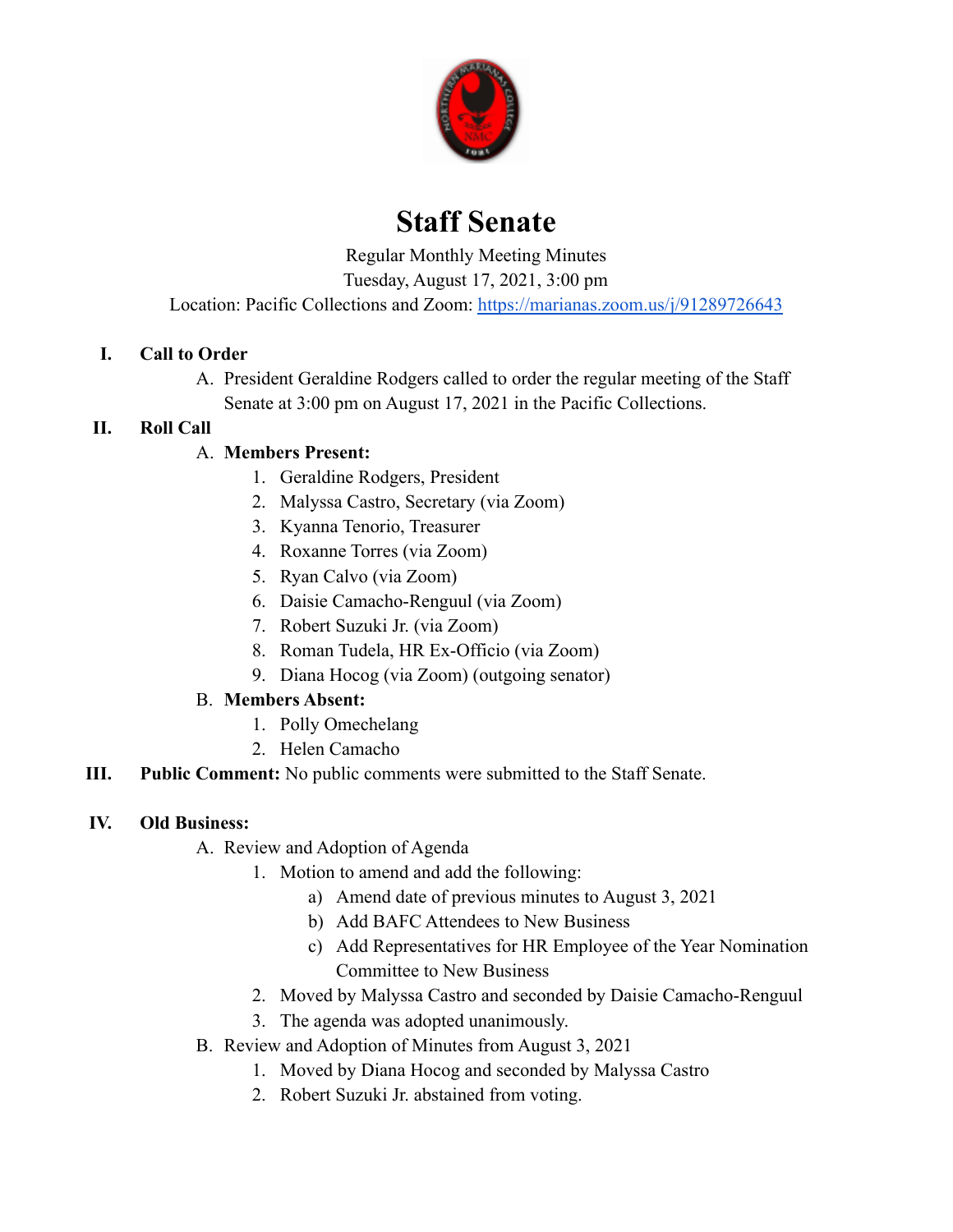# Staff Senate

Regular Monthly Meeting Minutes
Tuesday, August 17, 2021, 3:00 pm
Location: Pacific Collections and Zoom: https://marianas.zoom.us/j/91289726643

**I. Call to Order**

A. President Geraldine Rodgers called to order the regular meeting of the Staff Senate at 3:00 pm on August 17, 2021 in the Pacific Collections.

**II. Roll Call**

A. **Members Present:**
   1. Geraldine Rodgers, President
   2. Malyssa Castro, Secretary (via Zoom)
   3. Kyanna Tenorio, Treasurer
   4. Roxanne Torres (via Zoom)
   5. Ryan Calvo (via Zoom)
   6. Daisie Camacho-Renguul (via Zoom)
   7. Robert Suzuki Jr. (via Zoom)
   8. Roman Tudela, HR Ex-Officio (via Zoom)
   9. Diana Hocog (via Zoom) (outgoing senator)

B. **Members Absent:**
   1. Polly Omechelang
   2. Helen Camacho

**III. Public Comment:** No public comments were submitted to the Staff Senate.

**IV. Old Business:**

A. Review and Adoption of Agenda
   1. Motion to amend and add the following:
      a) Amend date of previous minutes to August 3, 2021
      b) Add BAFC Attendees to New Business
      c) Add Representatives for HR Employee of the Year Nomination Committee to New Business
   2. Moved by Malyssa Castro and seconded by Daisie Camacho-Renguul
   3. The agenda was adopted unanimously.

B. Review and Adoption of Minutes from August 3, 2021
   1. Moved by Diana Hocog and seconded by Malyssa Castro
   2. Robert Suzuki Jr. abstained from voting.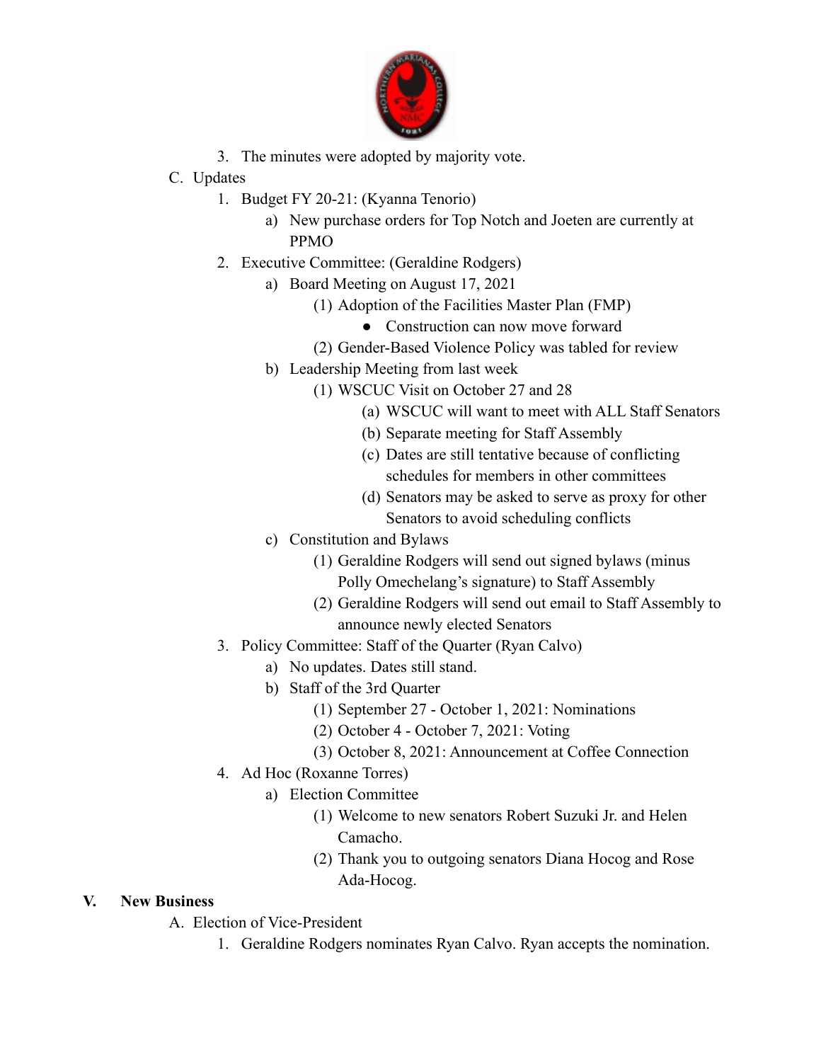3. The minutes were adopted by majority vote.

C. Updates

1. Budget FY 20-21: (Kyanna Tenorio)
    - a) New purchase orders for Top Notch and Joeten are currently at PPMO
2. Executive Committee: (Geraldine Rodgers)
    - a) Board Meeting on August 17, 2021
        - (1) Adoption of the Facilities Master Plan (FMP)
            - Construction can now move forward
        - (2) Gender-Based Violence Policy was tabled for review
    - b) Leadership Meeting from last week
        - (1) WSCUC Visit on October 27 and 28
            - (a) WSCUC will want to meet with ALL Staff Senators
            - (b) Separate meeting for Staff Assembly
            - (c) Dates are still tentative because of conflicting schedules for members in other committees
            - (d) Senators may be asked to serve as proxy for other Senators to avoid scheduling conflicts
    - c) Constitution and Bylaws
        - (1) Geraldine Rodgers will send out signed bylaws (minus Polly Omechelang's signature) to Staff Assembly
        - (2) Geraldine Rodgers will send out email to Staff Assembly to announce newly elected Senators
3. Policy Committee: Staff of the Quarter (Ryan Calvo)
    - a) No updates. Dates still stand.
    - b) Staff of the 3rd Quarter
        - (1) September 27 - October 1, 2021: Nominations
        - (2) October 4 - October 7, 2021: Voting
        - (3) October 8, 2021: Announcement at Coffee Connection
4. Ad Hoc (Roxanne Torres)
    - a) Election Committee
        - (1) Welcome to new senators Robert Suzuki Jr. and Helen Camacho.
        - (2) Thank you to outgoing senators Diana Hocog and Rose Ada-Hocog.

## V. New Business

A. Election of Vice-President

1. Geraldine Rodgers nominates Ryan Calvo. Ryan accepts the nomination.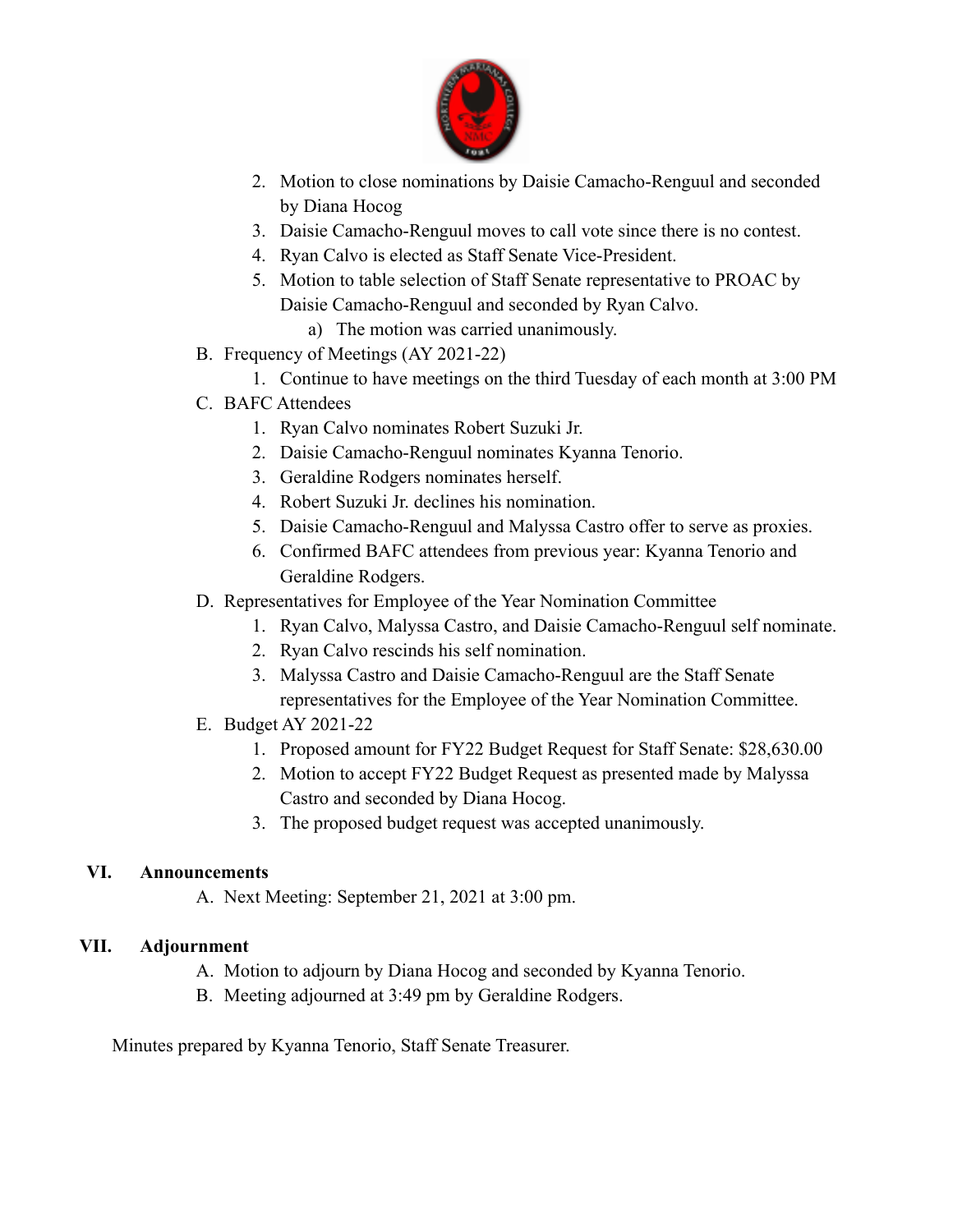2. Motion to close nominations by Daisie Camacho-Renguul and seconded by Diana Hocog
3. Daisie Camacho-Renguul moves to call vote since there is no contest.
4. Ryan Calvo is elected as Staff Senate Vice-President.
5. Motion to table selection of Staff Senate representative to PROAC by Daisie Camacho-Renguul and seconded by Ryan Calvo.
   a) The motion was carried unanimously.

B. Frequency of Meetings (AY 2021-22)
   1. Continue to have meetings on the third Tuesday of each month at 3:00 PM

C. BAFC Attendees
   1. Ryan Calvo nominates Robert Suzuki Jr.
   2. Daisie Camacho-Renguul nominates Kyanna Tenorio.
   3. Geraldine Rodgers nominates herself.
   4. Robert Suzuki Jr. declines his nomination.
   5. Daisie Camacho-Renguul and Malyssa Castro offer to serve as proxies.
   6. Confirmed BAFC attendees from previous year: Kyanna Tenorio and Geraldine Rodgers.

D. Representatives for Employee of the Year Nomination Committee
   1. Ryan Calvo, Malyssa Castro, and Daisie Camacho-Renguul self nominate.
   2. Ryan Calvo rescinds his self nomination.
   3. Malyssa Castro and Daisie Camacho-Renguul are the Staff Senate representatives for the Employee of the Year Nomination Committee.

E. Budget AY 2021-22
   1. Proposed amount for FY22 Budget Request for Staff Senate: $28,630.00
   2. Motion to accept FY22 Budget Request as presented made by Malyssa Castro and seconded by Diana Hocog.
   3. The proposed budget request was accepted unanimously.

## VI. Announcements

A. Next Meeting: September 21, 2021 at 3:00 pm.

## VII. Adjournment

A. Motion to adjourn by Diana Hocog and seconded by Kyanna Tenorio.

B. Meeting adjourned at 3:49 pm by Geraldine Rodgers.

Minutes prepared by Kyanna Tenorio, Staff Senate Treasurer.